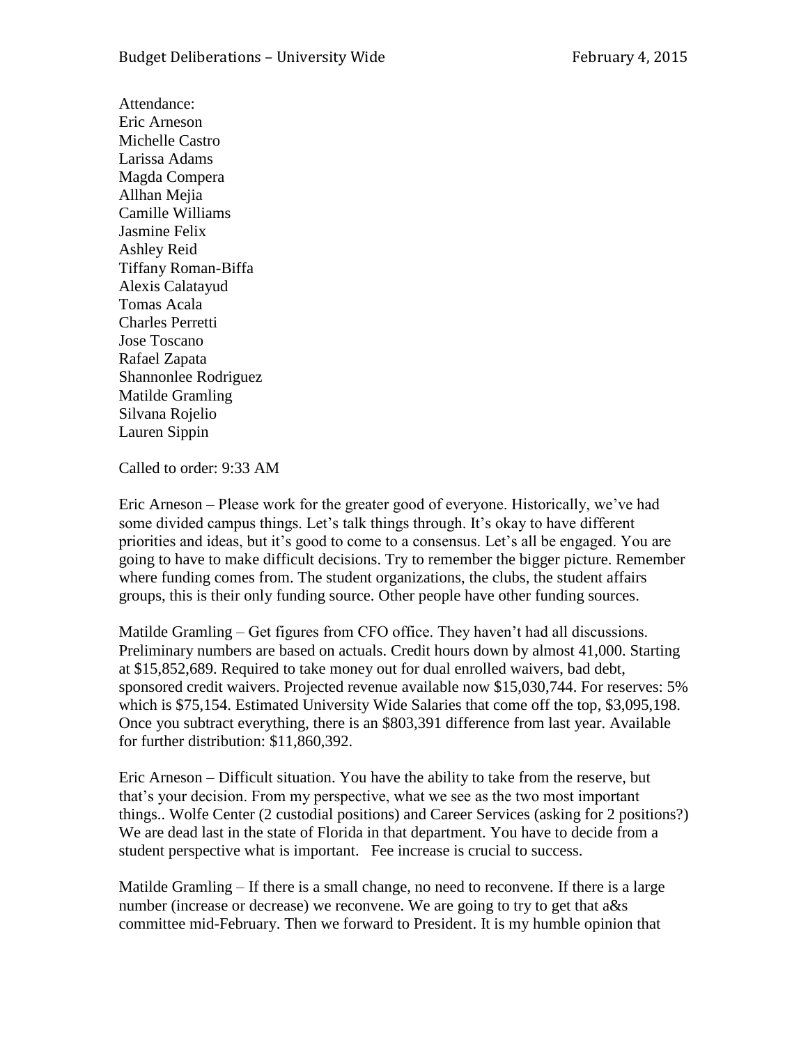Attendance:
Eric Arneson
Michelle Castro
Larissa Adams
Magda Compera
Allhan Mejia
Camille Williams
Jasmine Felix
Ashley Reid
Tiffany Roman-Biffa
Alexis Calatayud
Tomas Acala
Charles Perretti
Jose Toscano
Rafael Zapata
Shannonlee Rodriguez
Matilde Gramling
Silvana Rojelio
Lauren Sippin

Called to order: 9:33 AM

Eric Arneson – Please work for the greater good of everyone. Historically, we've had some divided campus things. Let's talk things through. It's okay to have different priorities and ideas, but it's good to come to a consensus. Let's all be engaged. You are going to have to make difficult decisions. Try to remember the bigger picture. Remember where funding comes from. The student organizations, the clubs, the student affairs groups, this is their only funding source. Other people have other funding sources.

Matilde Gramling – Get figures from CFO office. They haven't had all discussions. Preliminary numbers are based on actuals. Credit hours down by almost 41,000. Starting at $15,852,689. Required to take money out for dual enrolled waivers, bad debt, sponsored credit waivers. Projected revenue available now $15,030,744. For reserves: 5% which is $75,154. Estimated University Wide Salaries that come off the top, $3,095,198. Once you subtract everything, there is an $803,391 difference from last year. Available for further distribution: $11,860,392.

Eric Arneson – Difficult situation. You have the ability to take from the reserve, but that's your decision. From my perspective, what we see as the two most important things.. Wolfe Center (2 custodial positions) and Career Services (asking for 2 positions?) We are dead last in the state of Florida in that department. You have to decide from a student perspective what is important. Fee increase is crucial to success.

Matilde Gramling – If there is a small change, no need to reconvene. If there is a large number (increase or decrease) we reconvene. We are going to try to get that a&s committee mid-February. Then we forward to President. It is my humble opinion that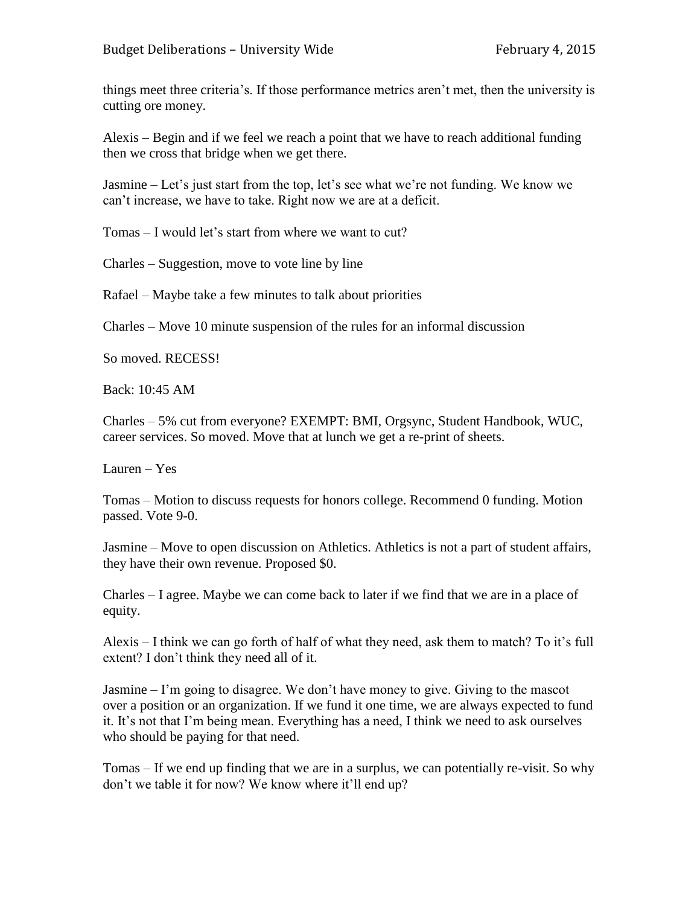things meet three criteria's. If those performance metrics aren't met, then the university is cutting ore money.

Alexis – Begin and if we feel we reach a point that we have to reach additional funding then we cross that bridge when we get there.

Jasmine – Let's just start from the top, let's see what we're not funding. We know we can't increase, we have to take. Right now we are at a deficit.

Tomas – I would let's start from where we want to cut?

Charles – Suggestion, move to vote line by line

Rafael – Maybe take a few minutes to talk about priorities

Charles – Move 10 minute suspension of the rules for an informal discussion

So moved. RECESS!

Back: 10:45 AM

Charles – 5% cut from everyone? EXEMPT: BMI, Orgsync, Student Handbook, WUC, career services. So moved. Move that at lunch we get a re-print of sheets.

Lauren – Yes

Tomas – Motion to discuss requests for honors college. Recommend 0 funding. Motion passed. Vote 9-0.

Jasmine – Move to open discussion on Athletics. Athletics is not a part of student affairs, they have their own revenue. Proposed $0.

Charles – I agree. Maybe we can come back to later if we find that we are in a place of equity.

Alexis – I think we can go forth of half of what they need, ask them to match? To it's full extent? I don't think they need all of it.

Jasmine – I'm going to disagree. We don't have money to give. Giving to the mascot over a position or an organization. If we fund it one time, we are always expected to fund it. It's not that I'm being mean. Everything has a need, I think we need to ask ourselves who should be paying for that need.

Tomas – If we end up finding that we are in a surplus, we can potentially re-visit. So why don't we table it for now? We know where it'll end up?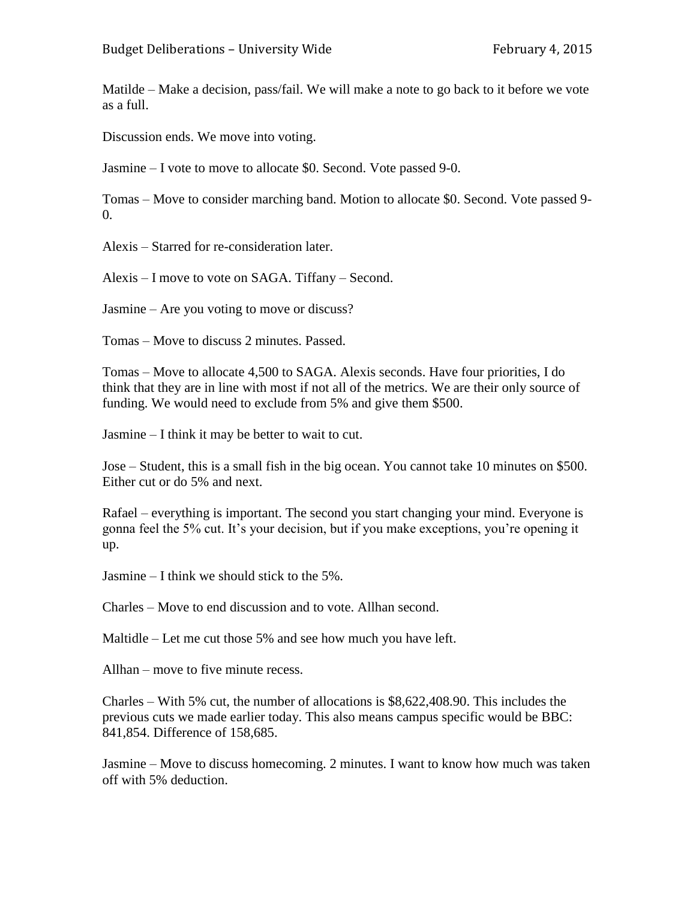Matilde – Make a decision, pass/fail. We will make a note to go back to it before we vote as a full.

Discussion ends. We move into voting.

Jasmine – I vote to move to allocate $0. Second. Vote passed 9-0.

Tomas – Move to consider marching band. Motion to allocate $0. Second. Vote passed 9-0.

Alexis – Starred for re-consideration later.

Alexis – I move to vote on SAGA. Tiffany – Second.

Jasmine – Are you voting to move or discuss?

Tomas – Move to discuss 2 minutes. Passed.

Tomas – Move to allocate 4,500 to SAGA. Alexis seconds. Have four priorities, I do think that they are in line with most if not all of the metrics. We are their only source of funding. We would need to exclude from 5% and give them $500.

Jasmine – I think it may be better to wait to cut.

Jose – Student, this is a small fish in the big ocean. You cannot take 10 minutes on $500. Either cut or do 5% and next.

Rafael – everything is important. The second you start changing your mind. Everyone is gonna feel the 5% cut. It's your decision, but if you make exceptions, you're opening it up.

Jasmine – I think we should stick to the 5%.

Charles – Move to end discussion and to vote. Allhan second.

Maltidle – Let me cut those 5% and see how much you have left.

Allhan – move to five minute recess.

Charles – With 5% cut, the number of allocations is $8,622,408.90. This includes the previous cuts we made earlier today. This also means campus specific would be BBC: 841,854. Difference of 158,685.

Jasmine – Move to discuss homecoming. 2 minutes. I want to know how much was taken off with 5% deduction.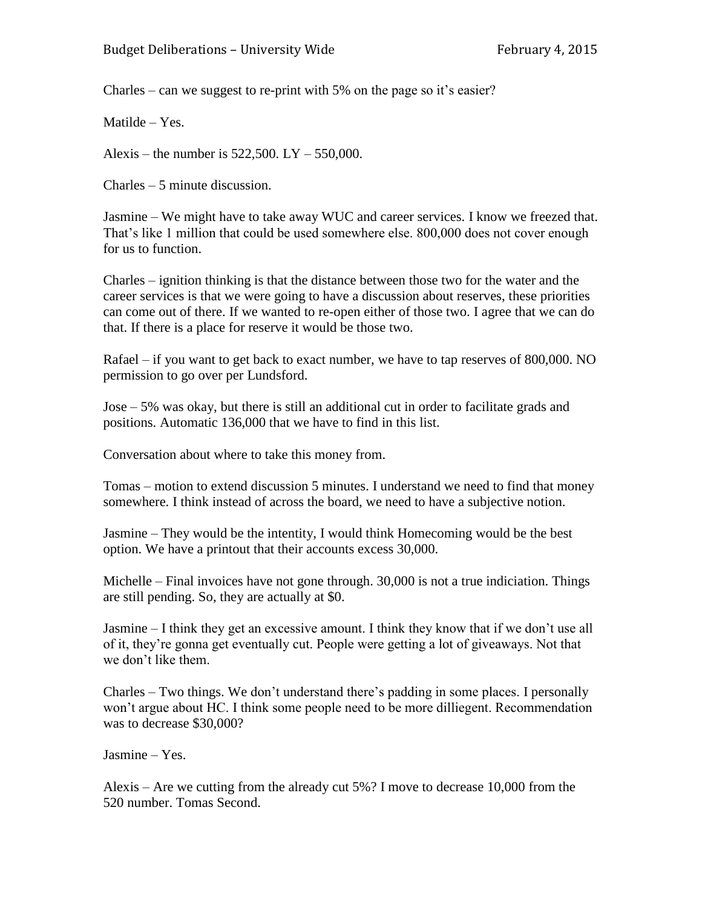Charles – can we suggest to re-print with 5% on the page so it's easier?

Matilde – Yes.

Alexis – the number is 522,500. LY – 550,000.

Charles – 5 minute discussion.

Jasmine – We might have to take away WUC and career services. I know we freezed that. That's like 1 million that could be used somewhere else. 800,000 does not cover enough for us to function.

Charles – ignition thinking is that the distance between those two for the water and the career services is that we were going to have a discussion about reserves, these priorities can come out of there. If we wanted to re-open either of those two. I agree that we can do that. If there is a place for reserve it would be those two.

Rafael – if you want to get back to exact number, we have to tap reserves of 800,000. NO permission to go over per Lundsford.

Jose – 5% was okay, but there is still an additional cut in order to facilitate grads and positions. Automatic 136,000 that we have to find in this list.

Conversation about where to take this money from.

Tomas – motion to extend discussion 5 minutes. I understand we need to find that money somewhere. I think instead of across the board, we need to have a subjective notion.

Jasmine – They would be the intentity, I would think Homecoming would be the best option. We have a printout that their accounts excess 30,000.

Michelle – Final invoices have not gone through. 30,000 is not a true indiciation. Things are still pending. So, they are actually at $0.

Jasmine – I think they get an excessive amount. I think they know that if we don't use all of it, they're gonna get eventually cut. People were getting a lot of giveaways. Not that we don't like them.

Charles – Two things. We don't understand there's padding in some places. I personally won't argue about HC. I think some people need to be more dilliegent. Recommendation was to decrease $30,000?

Jasmine – Yes.

Alexis – Are we cutting from the already cut 5%? I move to decrease 10,000 from the 520 number. Tomas Second.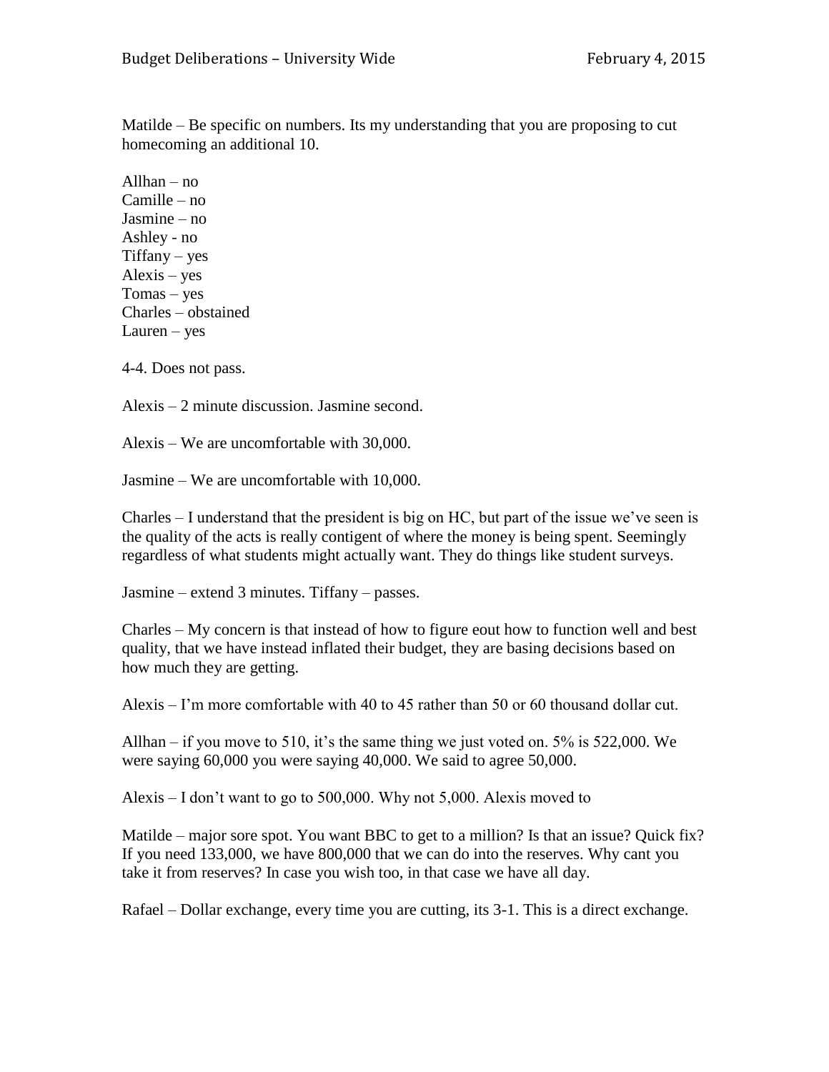Matilde – Be specific on numbers. Its my understanding that you are proposing to cut homecoming an additional 10.

Allhan – no
Camille – no
Jasmine – no
Ashley - no
Tiffany – yes
Alexis – yes
Tomas – yes
Charles – obstained
Lauren – yes

4-4. Does not pass.

Alexis – 2 minute discussion. Jasmine second.

Alexis – We are uncomfortable with 30,000.

Jasmine – We are uncomfortable with 10,000.

Charles – I understand that the president is big on HC, but part of the issue we've seen is the quality of the acts is really contigent of where the money is being spent. Seemingly regardless of what students might actually want. They do things like student surveys.

Jasmine – extend 3 minutes. Tiffany – passes.

Charles – My concern is that instead of how to figure eout how to function well and best quality, that we have instead inflated their budget, they are basing decisions based on how much they are getting.

Alexis – I'm more comfortable with 40 to 45 rather than 50 or 60 thousand dollar cut.

Allhan – if you move to 510, it's the same thing we just voted on. 5% is 522,000. We were saying 60,000 you were saying 40,000. We said to agree 50,000.

Alexis – I don't want to go to 500,000. Why not 5,000. Alexis moved to

Matilde – major sore spot. You want BBC to get to a million? Is that an issue? Quick fix? If you need 133,000, we have 800,000 that we can do into the reserves. Why cant you take it from reserves? In case you wish too, in that case we have all day.

Rafael – Dollar exchange, every time you are cutting, its 3-1. This is a direct exchange.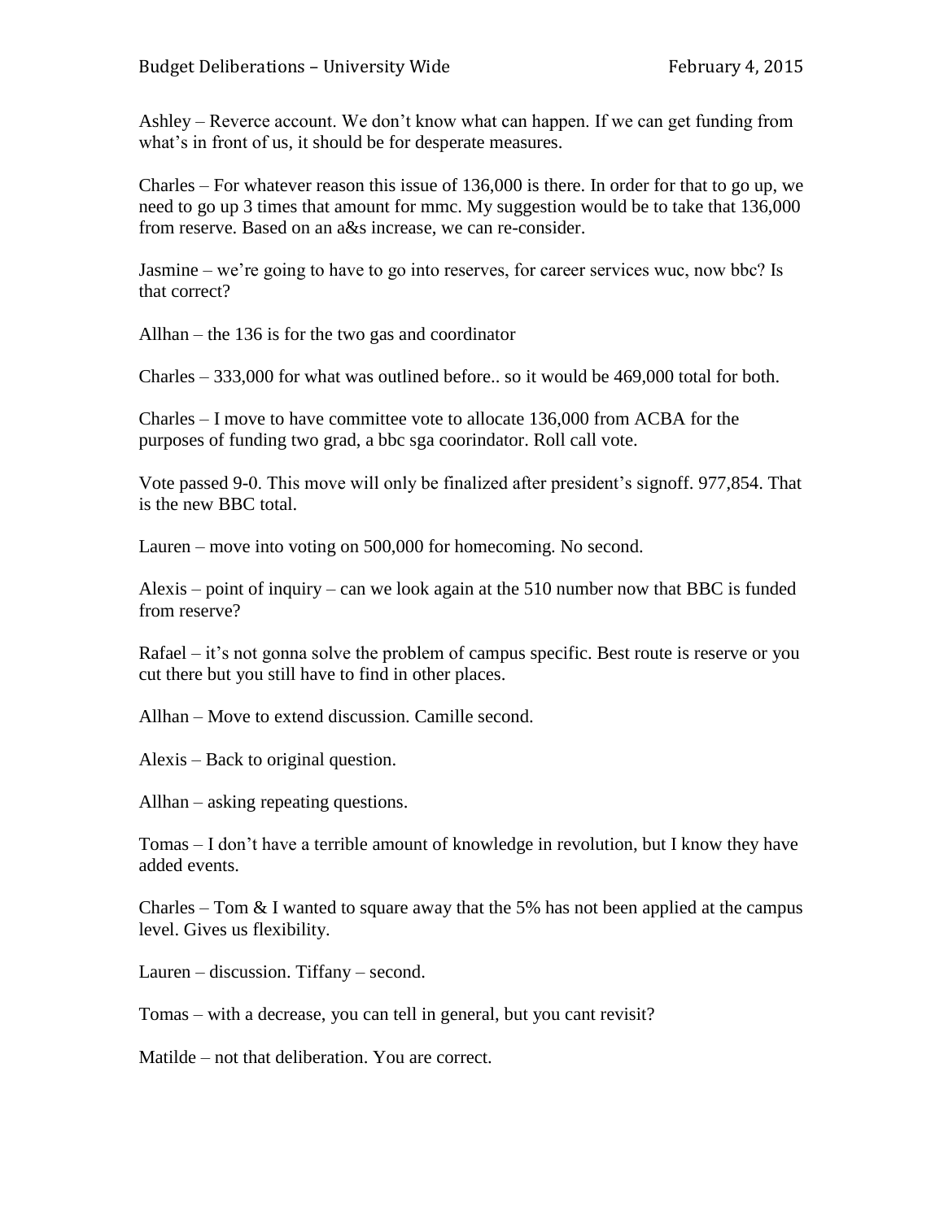Ashley – Reverce account. We don't know what can happen. If we can get funding from what's in front of us, it should be for desperate measures.

Charles – For whatever reason this issue of 136,000 is there. In order for that to go up, we need to go up 3 times that amount for mmc. My suggestion would be to take that 136,000 from reserve. Based on an a&s increase, we can re-consider.

Jasmine – we're going to have to go into reserves, for career services wuc, now bbc? Is that correct?

Allhan – the 136 is for the two gas and coordinator

Charles – 333,000 for what was outlined before.. so it would be 469,000 total for both.

Charles – I move to have committee vote to allocate 136,000 from ACBA for the purposes of funding two grad, a bbc sga coorindator. Roll call vote.

Vote passed 9-0. This move will only be finalized after president's signoff. 977,854. That is the new BBC total.

Lauren – move into voting on 500,000 for homecoming. No second.

Alexis – point of inquiry – can we look again at the 510 number now that BBC is funded from reserve?

Rafael – it's not gonna solve the problem of campus specific. Best route is reserve or you cut there but you still have to find in other places.

Allhan – Move to extend discussion. Camille second.

Alexis – Back to original question.

Allhan – asking repeating questions.

Tomas – I don't have a terrible amount of knowledge in revolution, but I know they have added events.

Charles – Tom & I wanted to square away that the 5% has not been applied at the campus level. Gives us flexibility.

Lauren – discussion. Tiffany – second.

Tomas – with a decrease, you can tell in general, but you cant revisit?

Matilde – not that deliberation. You are correct.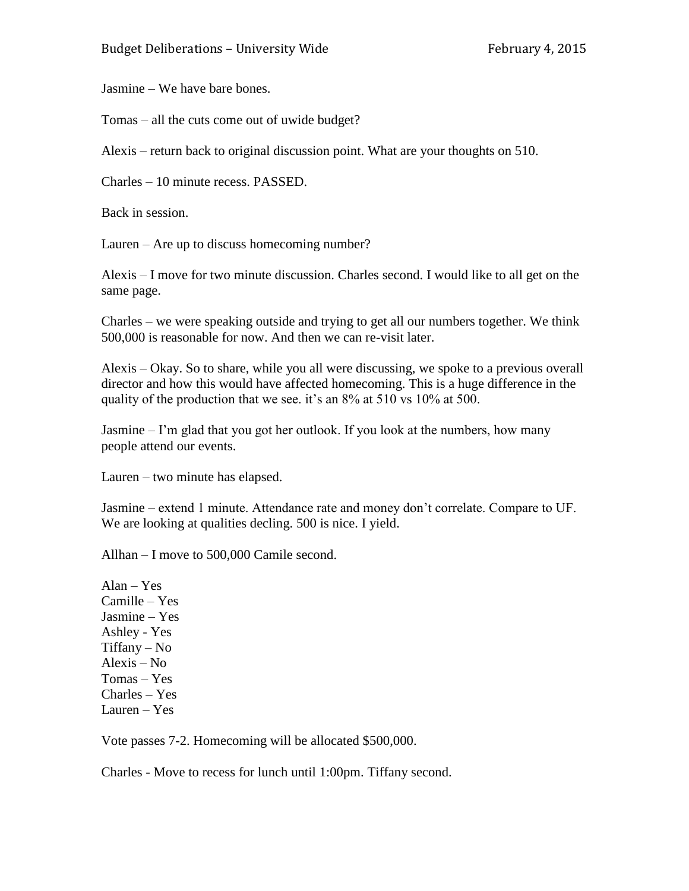Jasmine – We have bare bones.

Tomas – all the cuts come out of uwide budget?

Alexis – return back to original discussion point. What are your thoughts on 510.

Charles – 10 minute recess. PASSED.

Back in session.

Lauren – Are up to discuss homecoming number?

Alexis – I move for two minute discussion. Charles second. I would like to all get on the same page.

Charles – we were speaking outside and trying to get all our numbers together. We think 500,000 is reasonable for now. And then we can re-visit later.

Alexis – Okay. So to share, while you all were discussing, we spoke to a previous overall director and how this would have affected homecoming. This is a huge difference in the quality of the production that we see. it's an 8% at 510 vs 10% at 500.

Jasmine – I'm glad that you got her outlook. If you look at the numbers, how many people attend our events.

Lauren – two minute has elapsed.

Jasmine – extend 1 minute. Attendance rate and money don't correlate. Compare to UF. We are looking at qualities decling. 500 is nice. I yield.

Allhan – I move to 500,000 Camile second.

Alan – Yes
Camille – Yes
Jasmine – Yes
Ashley - Yes
Tiffany – No
Alexis – No
Tomas – Yes
Charles – Yes
Lauren – Yes

Vote passes 7-2. Homecoming will be allocated $500,000.

Charles - Move to recess for lunch until 1:00pm. Tiffany second.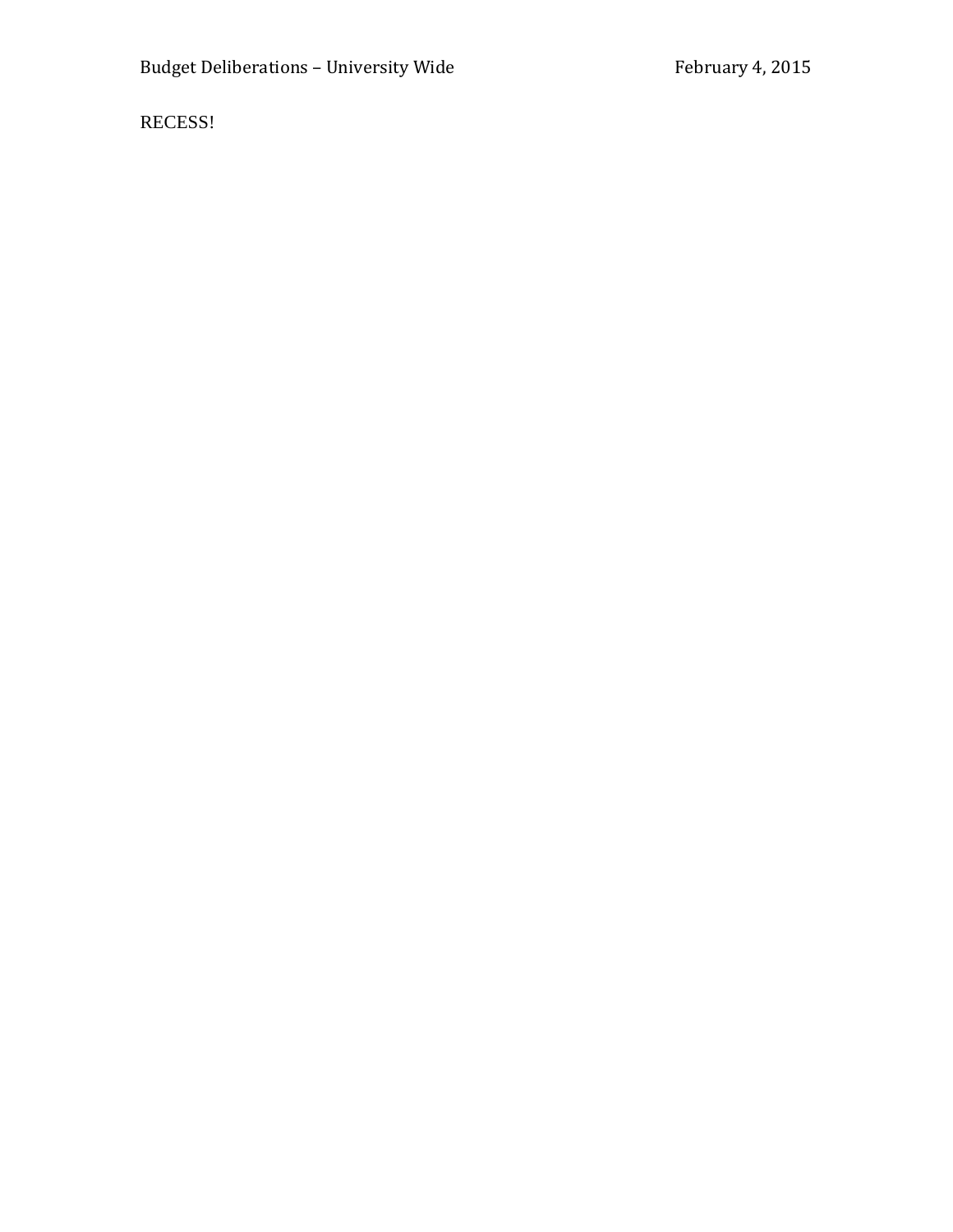RECESS!